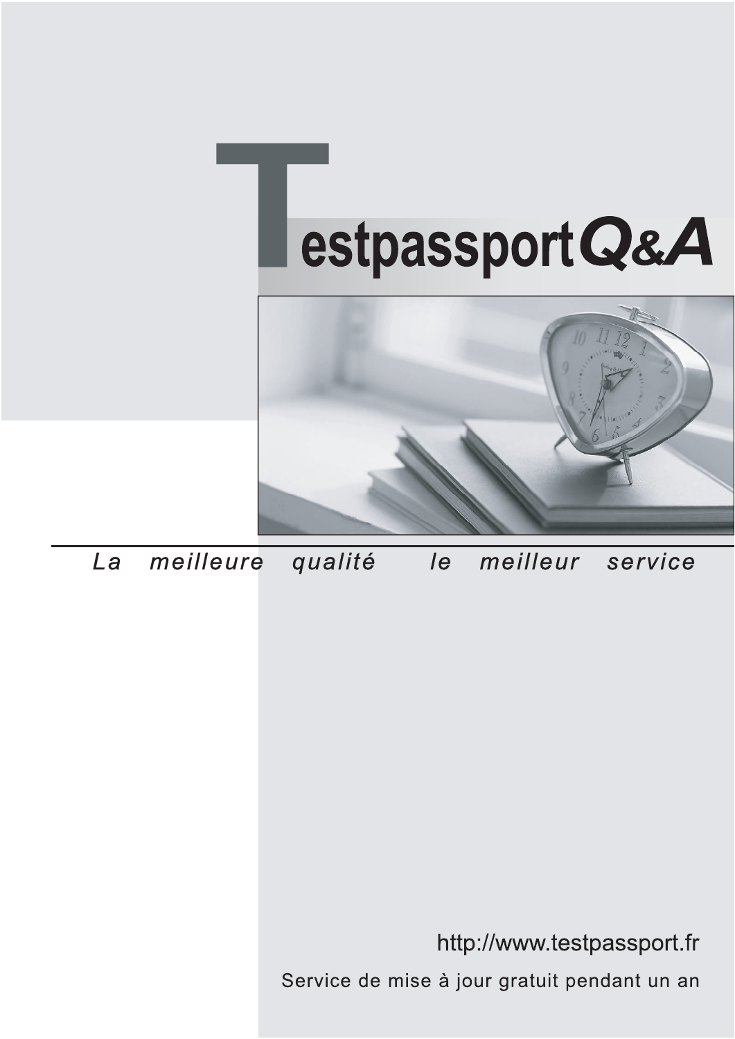# TestpassportQ&A

*La meilleure qualité le meilleur service*

http://www.testpassport.fr

Service de mise à jour gratuit pendant un an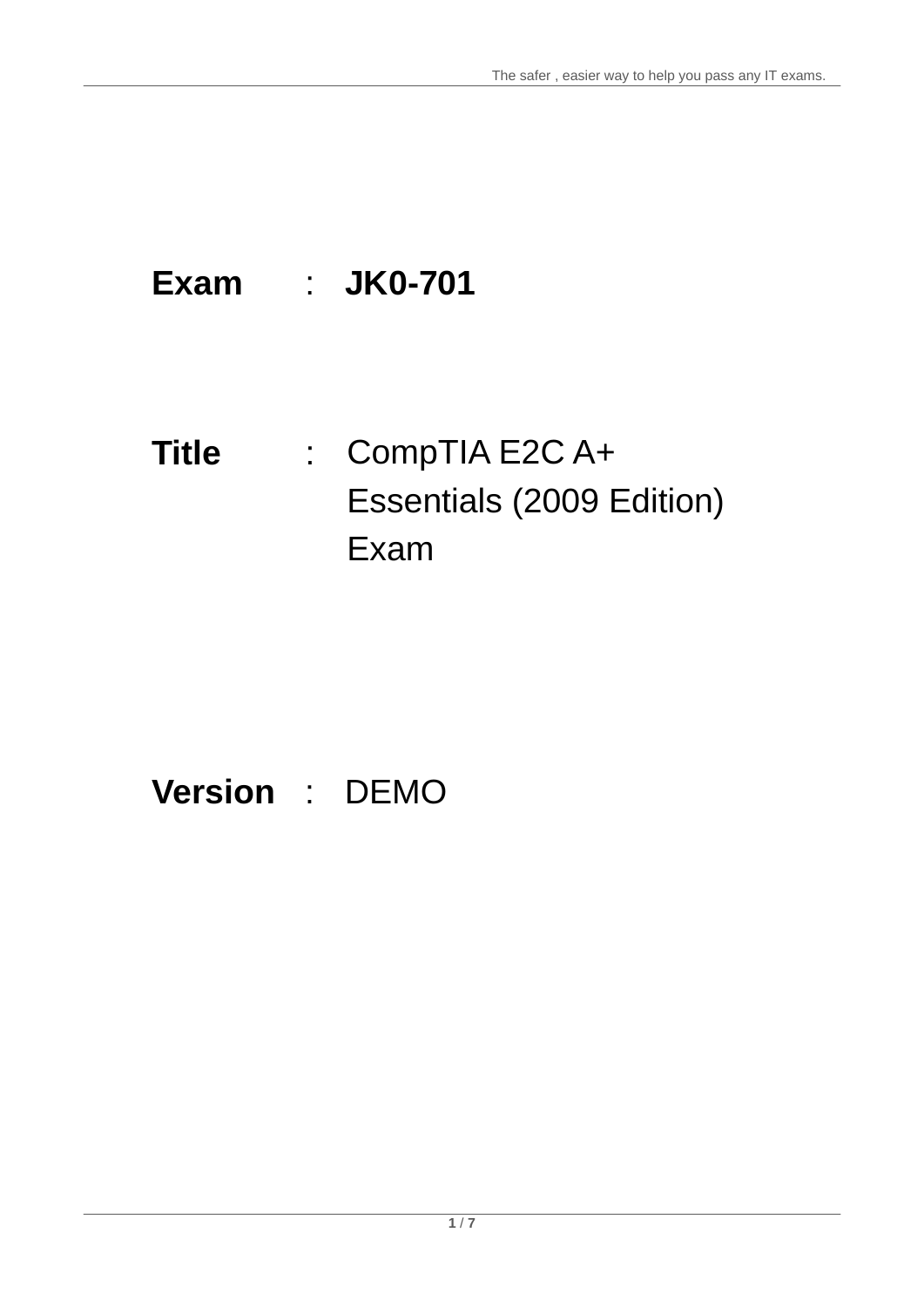**Exam** : **JK0-701**

**Title** : CompTIA E2C A+ Essentials (2009 Edition) Exam

**Version** : DEMO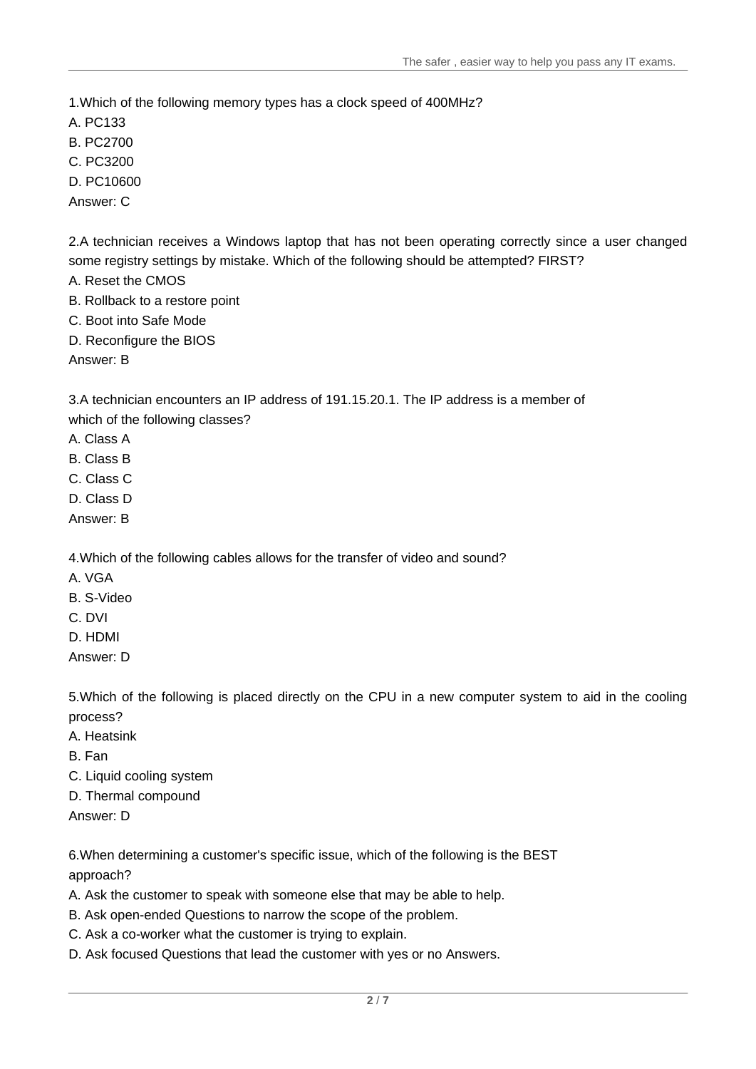1.Which of the following memory types has a clock speed of 400MHz?

A. PC133

B. PC2700

C. PC3200

D. PC10600

Answer: C

2.A technician receives a Windows laptop that has not been operating correctly since a user changed some registry settings by mistake. Which of the following should be attempted? FIRST?

A. Reset the CMOS

B. Rollback to a restore point

C. Boot into Safe Mode

D. Reconfigure the BIOS

Answer: B

3.A technician encounters an IP address of 191.15.20.1. The IP address is a member of which of the following classes?

A. Class A

B. Class B

C. Class C

D. Class D

Answer: B

4.Which of the following cables allows for the transfer of video and sound?

A. VGA

B. S-Video

C. DVI

D. HDMI

Answer: D

5.Which of the following is placed directly on the CPU in a new computer system to aid in the cooling process?

A. Heatsink

B. Fan

C. Liquid cooling system

D. Thermal compound

Answer: D

6.When determining a customer's specific issue, which of the following is the BEST approach?

A. Ask the customer to speak with someone else that may be able to help.

B. Ask open-ended Questions to narrow the scope of the problem.

C. Ask a co-worker what the customer is trying to explain.

D. Ask focused Questions that lead the customer with yes or no Answers.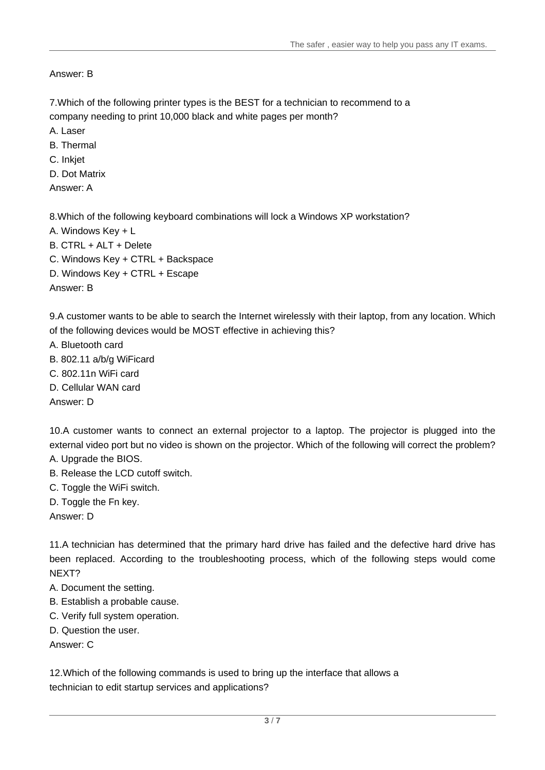Answer: B

7.Which of the following printer types is the BEST for a technician to recommend to a company needing to print 10,000 black and white pages per month?

A. Laser

B. Thermal

C. Inkjet

D. Dot Matrix

Answer: A

8.Which of the following keyboard combinations will lock a Windows XP workstation?

A. Windows Key + L

B. CTRL + ALT + Delete

C. Windows Key + CTRL + Backspace

D. Windows Key + CTRL + Escape

Answer: B

9.A customer wants to be able to search the Internet wirelessly with their laptop, from any location. Which of the following devices would be MOST effective in achieving this?

A. Bluetooth card

B. 802.11 a/b/g WiFicard

C. 802.11n WiFi card

D. Cellular WAN card

Answer: D

10.A customer wants to connect an external projector to a laptop. The projector is plugged into the external video port but no video is shown on the projector. Which of the following will correct the problem?

A. Upgrade the BIOS.

B. Release the LCD cutoff switch.

C. Toggle the WiFi switch.

D. Toggle the Fn key.

Answer: D

11.A technician has determined that the primary hard drive has failed and the defective hard drive has been replaced. According to the troubleshooting process, which of the following steps would come NEXT?

A. Document the setting.

B. Establish a probable cause.

C. Verify full system operation.

D. Question the user.

Answer: C

12.Which of the following commands is used to bring up the interface that allows a technician to edit startup services and applications?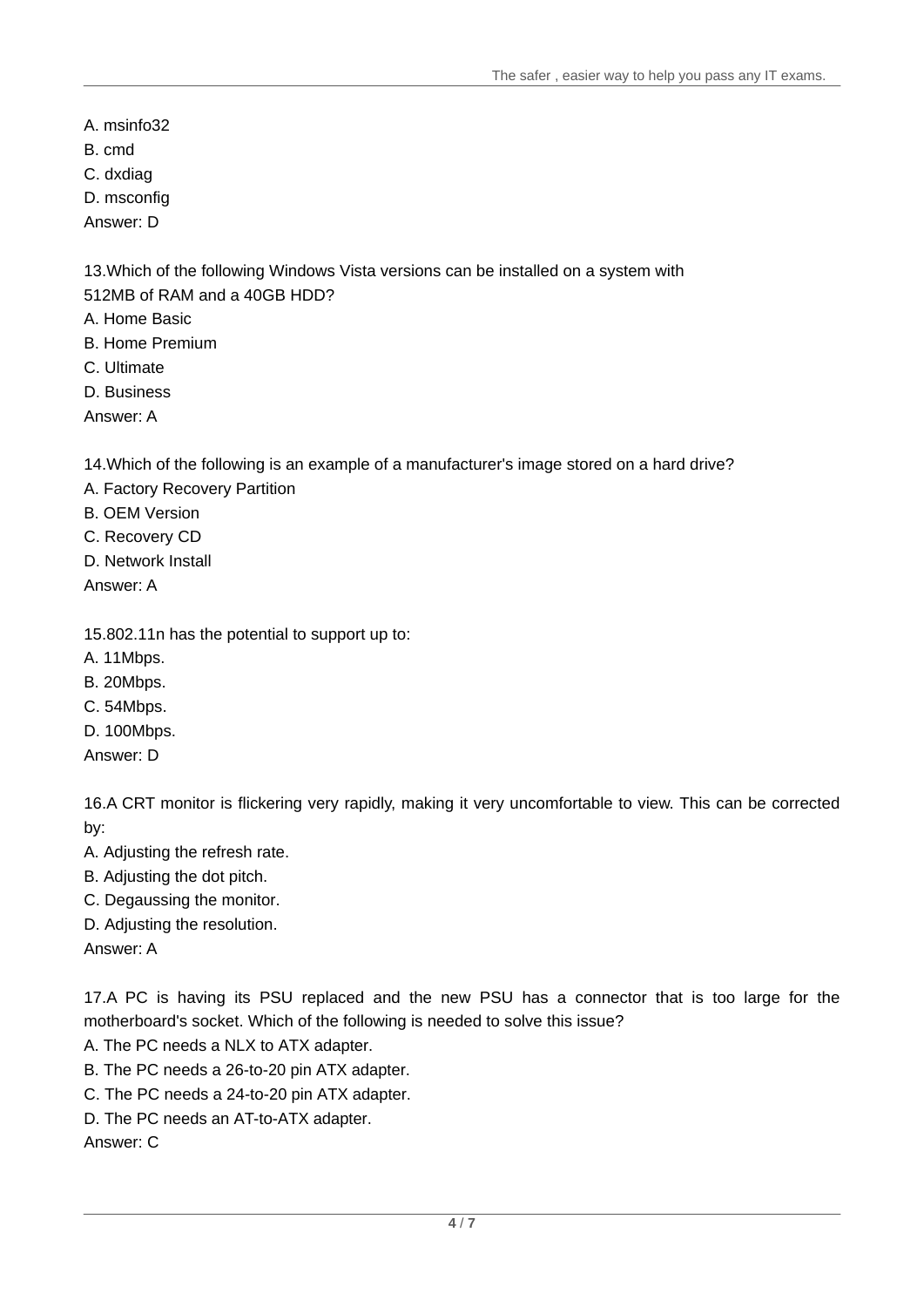A. msinfo32

B. cmd

C. dxdiag

D. msconfig

Answer: D

13.Which of the following Windows Vista versions can be installed on a system with 512MB of RAM and a 40GB HDD?

A. Home Basic

B. Home Premium

C. Ultimate

D. Business

Answer: A

14.Which of the following is an example of a manufacturer's image stored on a hard drive?

A. Factory Recovery Partition

B. OEM Version

C. Recovery CD

D. Network Install

Answer: A

15.802.11n has the potential to support up to:

A. 11Mbps.

B. 20Mbps.

C. 54Mbps.

D. 100Mbps.

Answer: D

16.A CRT monitor is flickering very rapidly, making it very uncomfortable to view. This can be corrected by:

A. Adjusting the refresh rate.

B. Adjusting the dot pitch.

C. Degaussing the monitor.

D. Adjusting the resolution.

Answer: A

17.A PC is having its PSU replaced and the new PSU has a connector that is too large for the motherboard's socket. Which of the following is needed to solve this issue?

A. The PC needs a NLX to ATX adapter.

B. The PC needs a 26-to-20 pin ATX adapter.

C. The PC needs a 24-to-20 pin ATX adapter.

D. The PC needs an AT-to-ATX adapter.

Answer: C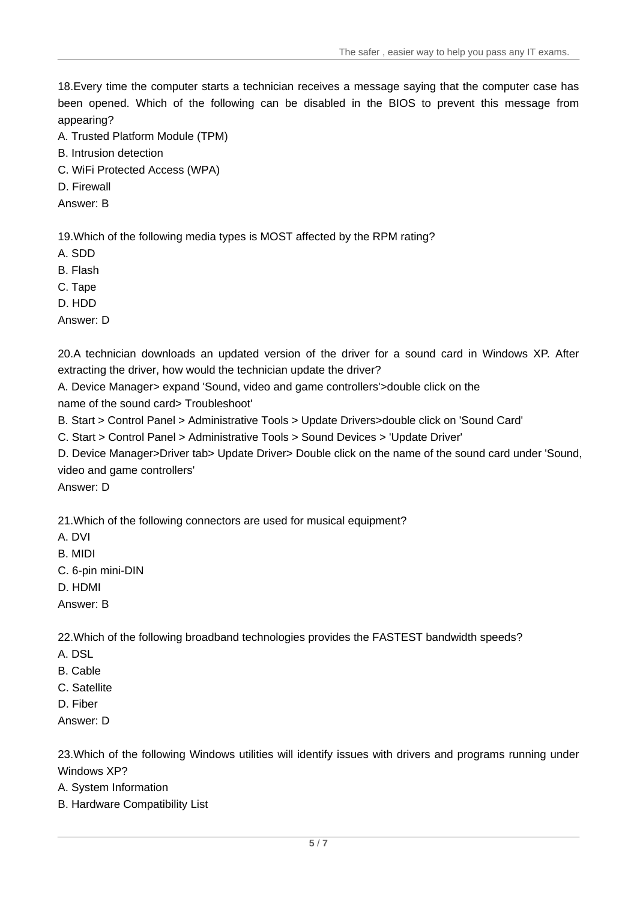18.Every time the computer starts a technician receives a message saying that the computer case has been opened. Which of the following can be disabled in the BIOS to prevent this message from appearing?

A. Trusted Platform Module (TPM)

B. Intrusion detection

C. WiFi Protected Access (WPA)

D. Firewall

Answer: B

19.Which of the following media types is MOST affected by the RPM rating?

A. SDD

B. Flash

C. Tape

D. HDD

Answer: D

20.A technician downloads an updated version of the driver for a sound card in Windows XP. After extracting the driver, how would the technician update the driver?

A. Device Manager> expand 'Sound, video and game controllers'>double click on the name of the sound card> Troubleshoot'

B. Start > Control Panel > Administrative Tools > Update Drivers>double click on 'Sound Card'

C. Start > Control Panel > Administrative Tools > Sound Devices > 'Update Driver'

D. Device Manager>Driver tab> Update Driver> Double click on the name of the sound card under 'Sound, video and game controllers'

Answer: D

21.Which of the following connectors are used for musical equipment?

A. DVI

B. MIDI

C. 6-pin mini-DIN

D. HDMI

Answer: B

22.Which of the following broadband technologies provides the FASTEST bandwidth speeds?

A. DSL

B. Cable

C. Satellite

D. Fiber

Answer: D

23.Which of the following Windows utilities will identify issues with drivers and programs running under Windows XP?

A. System Information

B. Hardware Compatibility List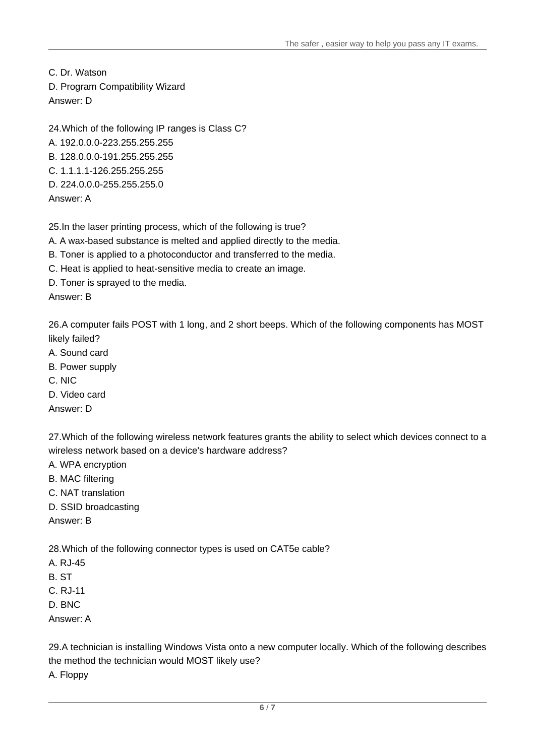C. Dr. Watson
D. Program Compatibility Wizard
Answer: D

24.Which of the following IP ranges is Class C?
A. 192.0.0.0-223.255.255.255
B. 128.0.0.0-191.255.255.255
C. 1.1.1.1-126.255.255.255
D. 224.0.0.0-255.255.255.0
Answer: A

25.In the laser printing process, which of the following is true?
A. A wax-based substance is melted and applied directly to the media.
B. Toner is applied to a photoconductor and transferred to the media.
C. Heat is applied to heat-sensitive media to create an image.
D. Toner is sprayed to the media.
Answer: B

26.A computer fails POST with 1 long, and 2 short beeps. Which of the following components has MOST likely failed?
A. Sound card
B. Power supply
C. NIC
D. Video card
Answer: D

27.Which of the following wireless network features grants the ability to select which devices connect to a wireless network based on a device's hardware address?
A. WPA encryption
B. MAC filtering
C. NAT translation
D. SSID broadcasting
Answer: B

28.Which of the following connector types is used on CAT5e cable?
A. RJ-45
B. ST
C. RJ-11
D. BNC
Answer: A

29.A technician is installing Windows Vista onto a new computer locally. Which of the following describes the method the technician would MOST likely use?
A. Floppy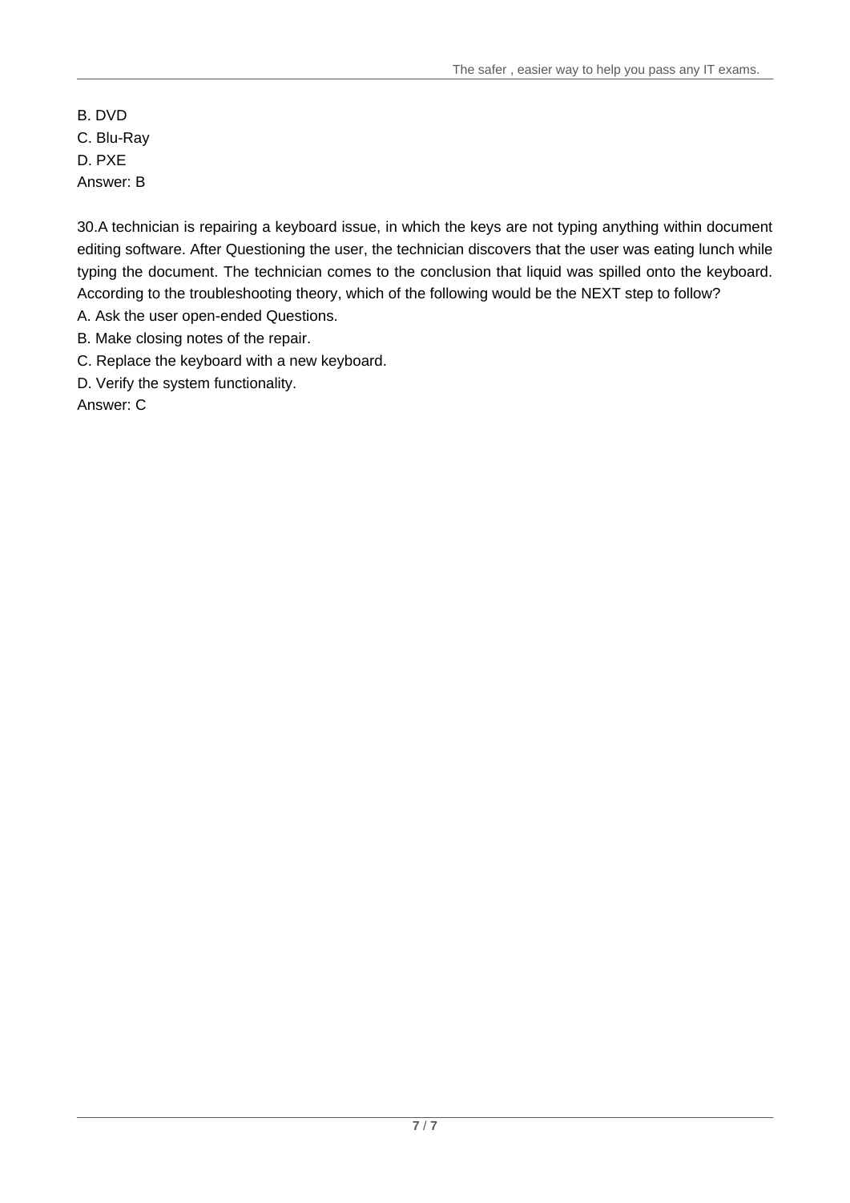B. DVD
C. Blu-Ray
D. PXE
Answer: B

30.A technician is repairing a keyboard issue, in which the keys are not typing anything within document editing software. After Questioning the user, the technician discovers that the user was eating lunch while typing the document. The technician comes to the conclusion that liquid was spilled onto the keyboard. According to the troubleshooting theory, which of the following would be the NEXT step to follow?
A. Ask the user open-ended Questions.
B. Make closing notes of the repair.
C. Replace the keyboard with a new keyboard.
D. Verify the system functionality.
Answer: C